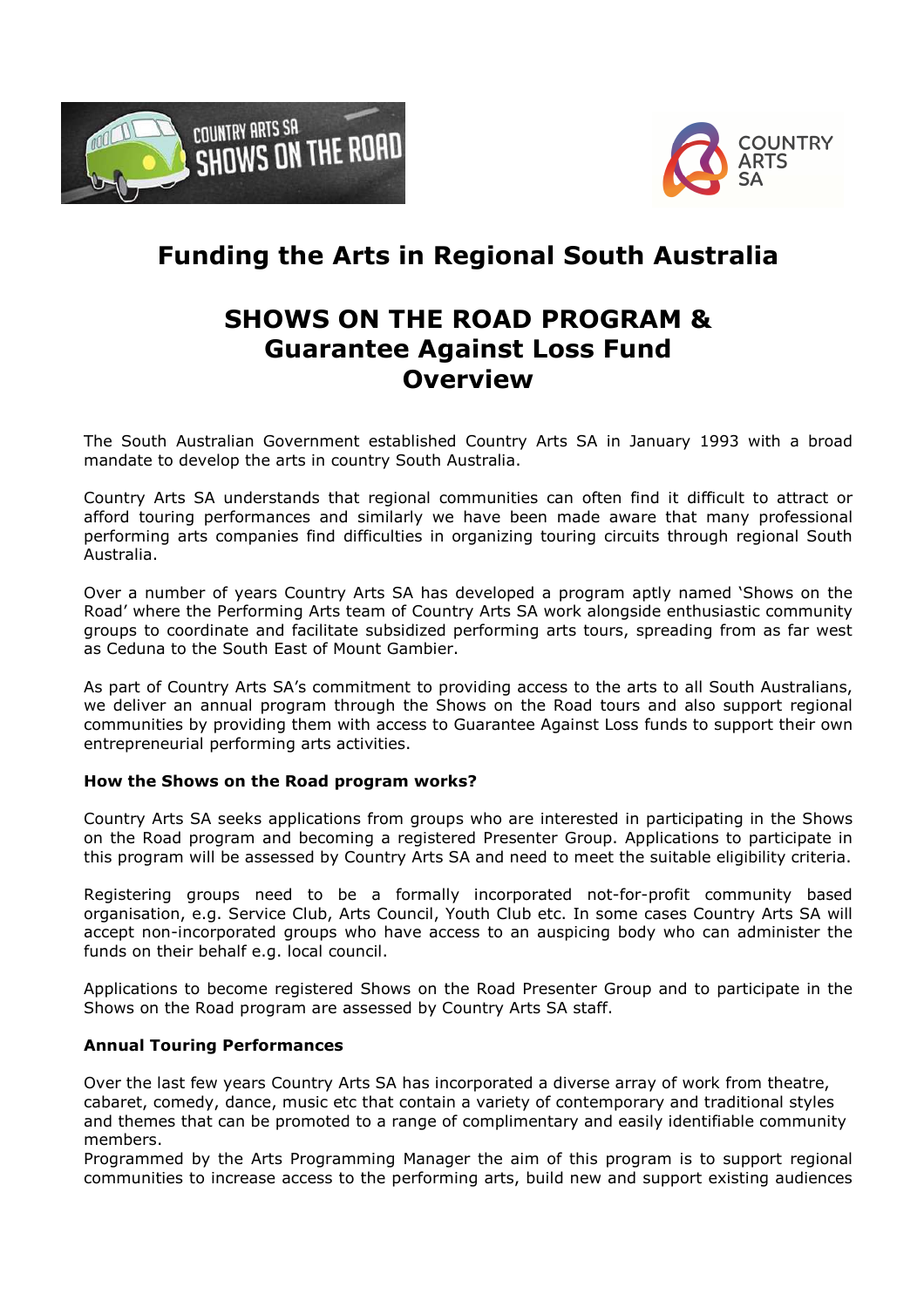# Funding the Arts in Regional South Australia

## SHOWS ON THE ROAD PROGRAM & Guarantee Against Loss Fund Overview

The South Australian Government established Country Arts SA in January 1993 with a broad mandate to develop the arts in country South Australia.

Country Arts SA understands that regional communities can often find it difficult to attract or afford touring performances and similarly we have been made aware that many professional performing arts companies find difficulties in organizing touring circuits through regional South Australia.

Over a number of years Country Arts SA has developed a program aptly named 'Shows on the Road' where the Performing Arts team of Country Arts SA work alongside enthusiastic community groups to coordinate and facilitate subsidized performing arts tours, spreading from as far west as Ceduna to the South East of Mount Gambier.

As part of Country Arts SA's commitment to providing access to the arts to all South Australians, we deliver an annual program through the Shows on the Road tours and also support regional communities by providing them with access to Guarantee Against Loss funds to support their own entrepreneurial performing arts activities.

**How the Shows on the Road program works?**

Country Arts SA seeks applications from groups who are interested in participating in the Shows on the Road program and becoming a registered Presenter Group. Applications to participate in this program will be assessed by Country Arts SA and need to meet the suitable eligibility criteria.

Registering groups need to be a formally incorporated not-for-profit community based organisation, e.g. Service Club, Arts Council, Youth Club etc. In some cases Country Arts SA will accept non-incorporated groups who have access to an auspicing body who can administer the funds on their behalf e.g. local council.

Applications to become registered Shows on the Road Presenter Group and to participate in the Shows on the Road program are assessed by Country Arts SA staff.

**Annual Touring Performances**

Over the last few years Country Arts SA has incorporated a diverse array of work from theatre, cabaret, comedy, dance, music etc that contain a variety of contemporary and traditional styles and themes that can be promoted to a range of complimentary and easily identifiable community members.

Programmed by the Arts Programming Manager the aim of this program is to support regional communities to increase access to the performing arts, build new and support existing audiences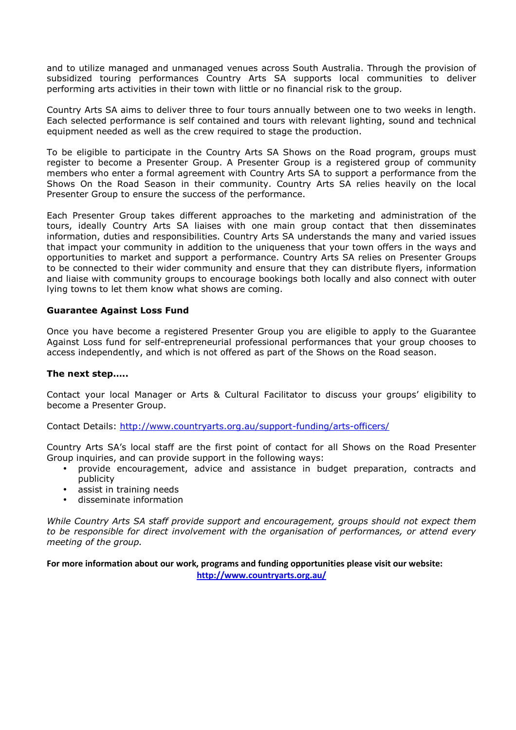and to utilize managed and unmanaged venues across South Australia. Through the provision of subsidized touring performances Country Arts SA supports local communities to deliver performing arts activities in their town with little or no financial risk to the group.

Country Arts SA aims to deliver three to four tours annually between one to two weeks in length. Each selected performance is self contained and tours with relevant lighting, sound and technical equipment needed as well as the crew required to stage the production.

To be eligible to participate in the Country Arts SA Shows on the Road program, groups must register to become a Presenter Group. A Presenter Group is a registered group of community members who enter a formal agreement with Country Arts SA to support a performance from the Shows On the Road Season in their community. Country Arts SA relies heavily on the local Presenter Group to ensure the success of the performance.

Each Presenter Group takes different approaches to the marketing and administration of the tours, ideally Country Arts SA liaises with one main group contact that then disseminates information, duties and responsibilities. Country Arts SA understands the many and varied issues that impact your community in addition to the uniqueness that your town offers in the ways and opportunities to market and support a performance. Country Arts SA relies on Presenter Groups to be connected to their wider community and ensure that they can distribute flyers, information and liaise with community groups to encourage bookings both locally and also connect with outer lying towns to let them know what shows are coming.

**Guarantee Against Loss Fund**

Once you have become a registered Presenter Group you are eligible to apply to the Guarantee Against Loss fund for self-entrepreneurial professional performances that your group chooses to access independently, and which is not offered as part of the Shows on the Road season.

**The next step…..**

Contact your local Manager or Arts & Cultural Facilitator to discuss your groups' eligibility to become a Presenter Group.

Contact Details: http://www.countryarts.org.au/support-funding/arts-officers/

Country Arts SA's local staff are the first point of contact for all Shows on the Road Presenter Group inquiries, and can provide support in the following ways:

- provide encouragement, advice and assistance in budget preparation, contracts and publicity
- assist in training needs
- disseminate information

*While Country Arts SA staff provide support and encouragement, groups should not expect them to be responsible for direct involvement with the organisation of performances, or attend every meeting of the group.*

**For more information about our work, programs and funding opportunities please visit our website:**
**http://www.countryarts.org.au/**